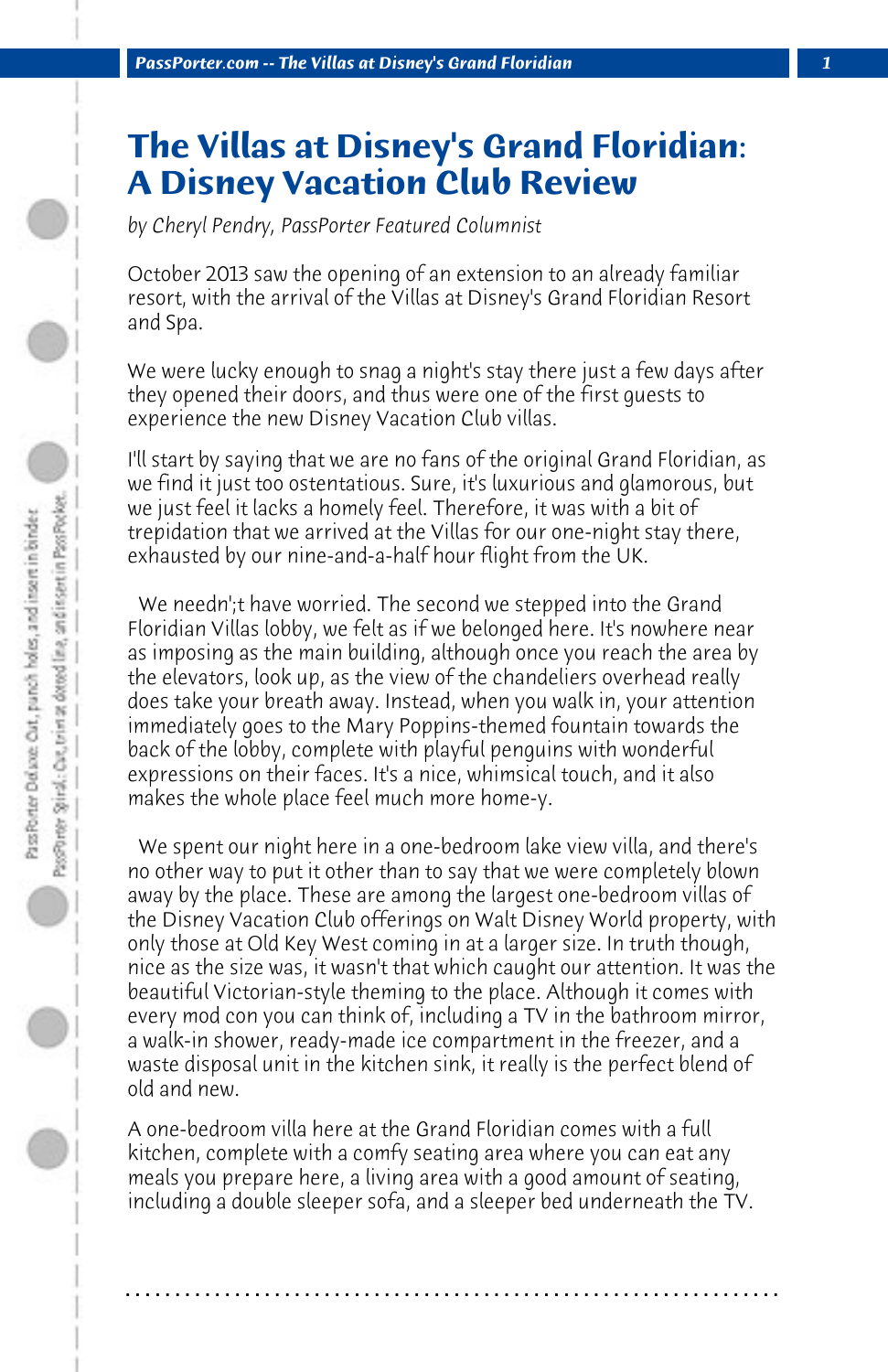# The Villas at Disney's Grand Floridian: A Disney Vacation Club Review

*by Cheryl Pendry, PassPorter Featured Columnist*

October 2013 saw the opening of an extension to an already familiar resort, with the arrival of the Villas at Disney's Grand Floridian Resort and Spa.

We were lucky enough to snag a night's stay there just a few days after they opened their doors, and thus were one of the first guests to experience the new Disney Vacation Club villas.

I'll start by saying that we are no fans of the original Grand Floridian, as we find it just too ostentatious. Sure, it's luxurious and glamorous, but we just feel it lacks a homely feel. Therefore, it was with a bit of trepidation that we arrived at the Villas for our one-night stay there, exhausted by our nine-and-a-half hour flight from the UK.

We needn';t have worried. The second we stepped into the Grand Floridian Villas lobby, we felt as if we belonged here. It's nowhere near as imposing as the main building, although once you reach the area by the elevators, look up, as the view of the chandeliers overhead really does take your breath away. Instead, when you walk in, your attention immediately goes to the Mary Poppins-themed fountain towards the back of the lobby, complete with playful penguins with wonderful expressions on their faces. It's a nice, whimsical touch, and it also makes the whole place feel much more home-y.

We spent our night here in a one-bedroom lake view villa, and there's no other way to put it other than to say that we were completely blown away by the place. These are among the largest one-bedroom villas of the Disney Vacation Club offerings on Walt Disney World property, with only those at Old Key West coming in at a larger size. In truth though, nice as the size was, it wasn't that which caught our attention. It was the beautiful Victorian-style theming to the place. Although it comes with every mod con you can think of, including a TV in the bathroom mirror, a walk-in shower, ready-made ice compartment in the freezer, and a waste disposal unit in the kitchen sink, it really is the perfect blend of old and new.

A one-bedroom villa here at the Grand Floridian comes with a full kitchen, complete with a comfy seating area where you can eat any meals you prepare here, a living area with a good amount of seating, including a double sleeper sofa, and a sleeper bed underneath the TV.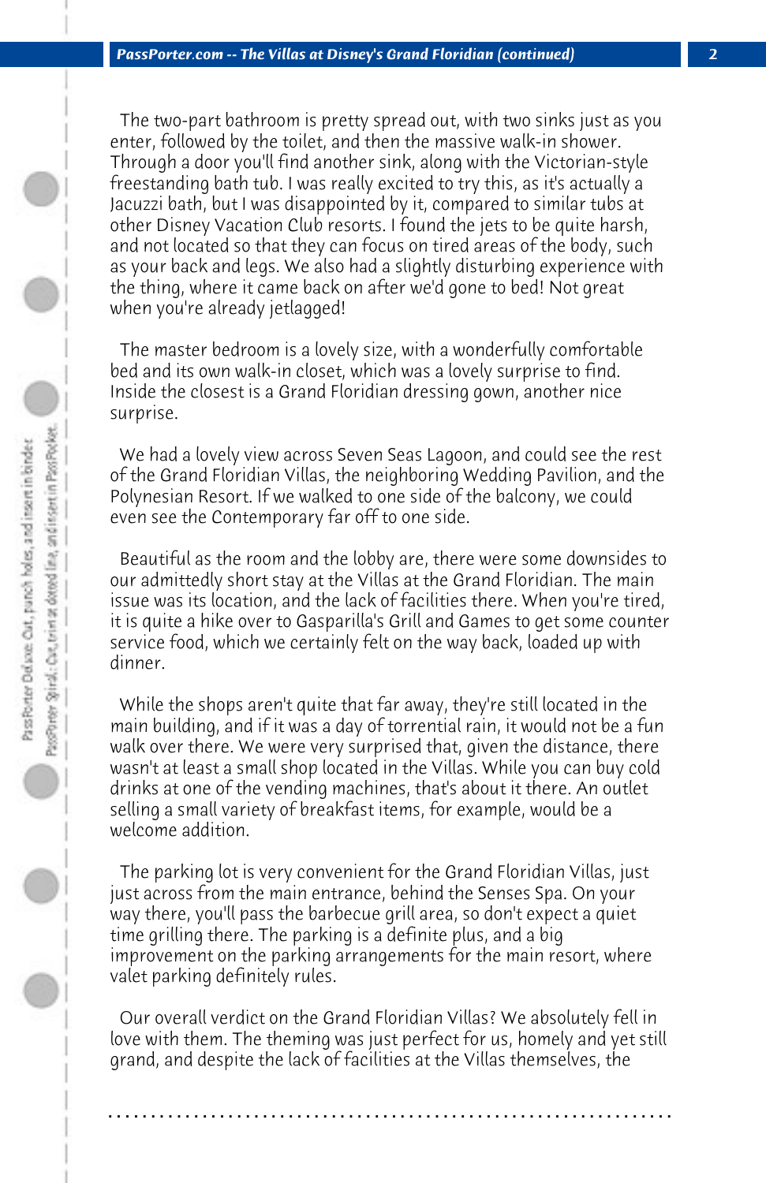The two-part bathroom is pretty spread out, with two sinks just as you enter, followed by the toilet, and then the massive walk-in shower. Through a door you'll find another sink, along with the Victorian-style freestanding bath tub. I was really excited to try this, as it's actually a Jacuzzi bath, but I was disappointed by it, compared to similar tubs at other Disney Vacation Club resorts. I found the jets to be quite harsh, and not located so that they can focus on tired areas of the body, such as your back and legs. We also had a slightly disturbing experience with the thing, where it came back on after we'd gone to bed! Not great when you're already jetlagged!

The master bedroom is a lovely size, with a wonderfully comfortable bed and its own walk-in closet, which was a lovely surprise to find. Inside the closest is a Grand Floridian dressing gown, another nice surprise.

We had a lovely view across Seven Seas Lagoon, and could see the rest of the Grand Floridian Villas, the neighboring Wedding Pavilion, and the Polynesian Resort. If we walked to one side of the balcony, we could even see the Contemporary far off to one side.

Beautiful as the room and the lobby are, there were some downsides to our admittedly short stay at the Villas at the Grand Floridian. The main issue was its location, and the lack of facilities there. When you're tired, it is quite a hike over to Gasparilla's Grill and Games to get some counter service food, which we certainly felt on the way back, loaded up with dinner.

While the shops aren't quite that far away, they're still located in the main building, and if it was a day of torrential rain, it would not be a fun walk over there. We were very surprised that, given the distance, there wasn't at least a small shop located in the Villas. While you can buy cold drinks at one of the vending machines, that's about it there. An outlet selling a small variety of breakfast items, for example, would be a welcome addition.

The parking lot is very convenient for the Grand Floridian Villas, just just across from the main entrance, behind the Senses Spa. On your way there, you'll pass the barbecue grill area, so don't expect a quiet time grilling there. The parking is a definite plus, and a big improvement on the parking arrangements for the main resort, where valet parking definitely rules.

Our overall verdict on the Grand Floridian Villas? We absolutely fell in love with them. The theming was just perfect for us, homely and yet still grand, and despite the lack of facilities at the Villas themselves, the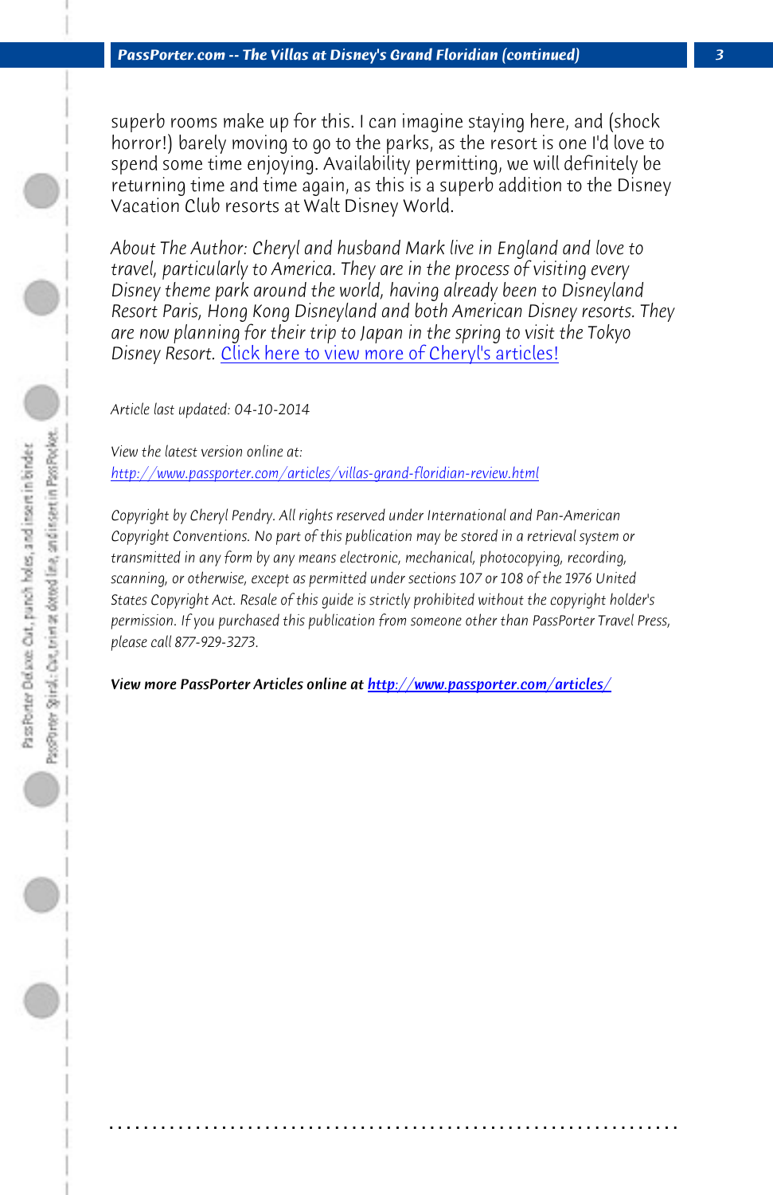superb rooms make up for this. I can imagine staying here, and (shock horror!) barely moving to go to the parks, as the resort is one I'd love to spend some time enjoying. Availability permitting, we will definitely be returning time and time again, as this is a superb addition to the Disney Vacation Club resorts at Walt Disney World.

*About The Author: Cheryl and husband Mark live in England and love to travel, particularly to America. They are in the process of visiting every Disney theme park around the world, having already been to Disneyland Resort Paris, Hong Kong Disneyland and both American Disney resorts. They are now planning for their trip to Japan in the spring to visit the Tokyo Disney Resort.* Click here to view more of Cheryl's articles!

*Article last updated: 04-10-2014*

*View the latest version online at:*
*http://www.passporter.com/articles/villas-grand-floridian-review.html*

*Copyright by Cheryl Pendry. All rights reserved under International and Pan-American Copyright Conventions. No part of this publication may be stored in a retrieval system or transmitted in any form by any means electronic, mechanical, photocopying, recording, scanning, or otherwise, except as permitted under sections 107 or 108 of the 1976 United States Copyright Act. Resale of this guide is strictly prohibited without the copyright holder's permission. If you purchased this publication from someone other than PassPorter Travel Press, please call 877-929-3273.*

***View more PassPorter Articles online at http://www.passporter.com/articles/***